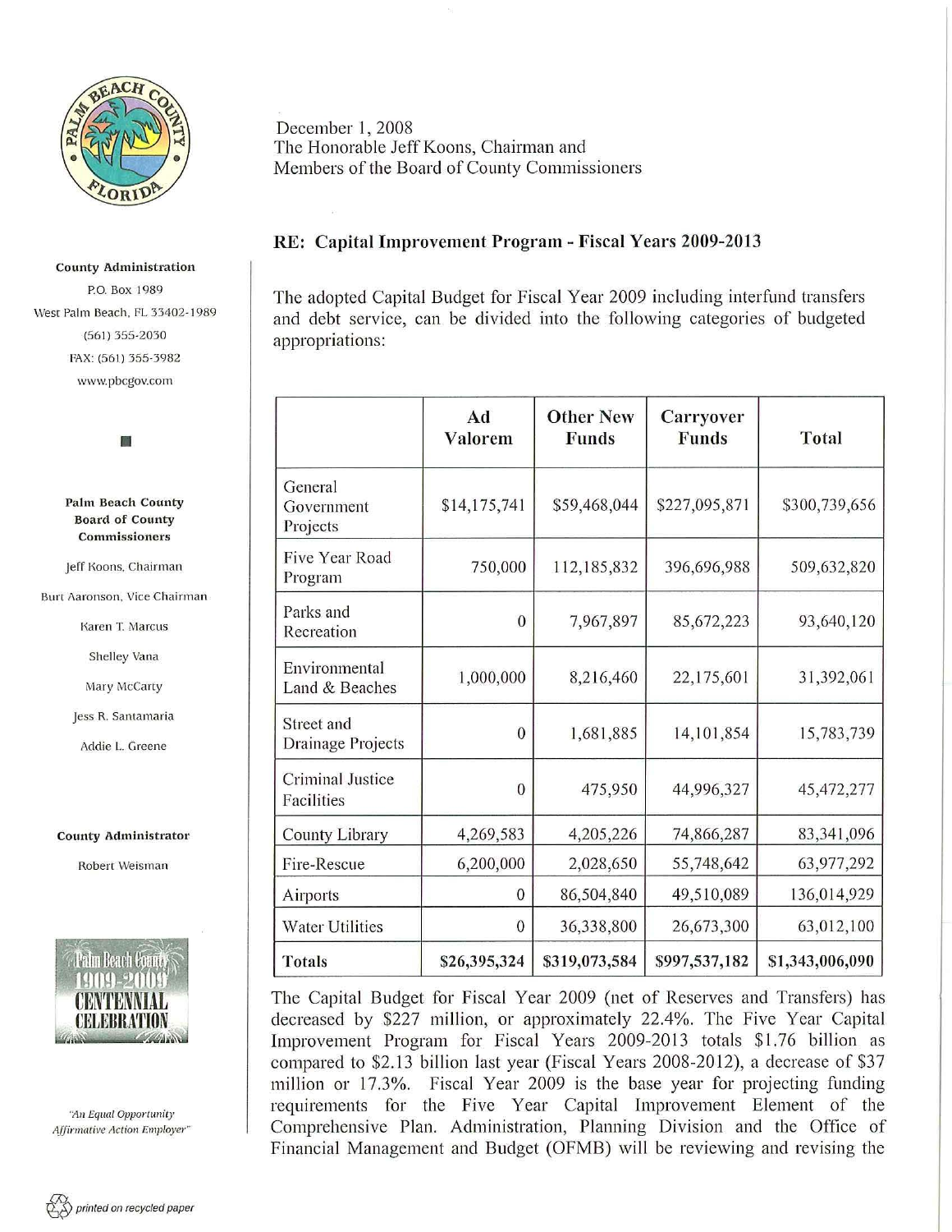County Administration
P.O. Box 1989
West Palm Beach, FL 33402-1989
(561) 355-2030
FAX: (561) 355-3982
www.pbcgov.com

**Palm Beach County Board of County Commissioners**

Jeff Koons, Chairman

Burt Aaronson, Vice Chairman

Karen T. Marcus

Shelley Vana

Mary McCarty

Jess R. Santamaria

Addie L. Greene

**County Administrator**

Robert Weisman

*"An Equal Opportunity Affirmative Action Employer"*

December 1, 2008
The Honorable Jeff Koons, Chairman and
Members of the Board of County Commissioners

**RE: Capital Improvement Program - Fiscal Years 2009-2013**

The adopted Capital Budget for Fiscal Year 2009 including interfund transfers and debt service, can be divided into the following categories of budgeted appropriations:

| | Ad Valorem | Other New Funds | Carryover Funds | Total |
|---|---|---|---|---|
| General Government Projects | $14,175,741 | $59,468,044 | $227,095,871 | $300,739,656 |
| Five Year Road Program | 750,000 | 112,185,832 | 396,696,988 | 509,632,820 |
| Parks and Recreation | 0 | 7,967,897 | 85,672,223 | 93,640,120 |
| Environmental Land & Beaches | 1,000,000 | 8,216,460 | 22,175,601 | 31,392,061 |
| Street and Drainage Projects | 0 | 1,681,885 | 14,101,854 | 15,783,739 |
| Criminal Justice Facilities | 0 | 475,950 | 44,996,327 | 45,472,277 |
| County Library | 4,269,583 | 4,205,226 | 74,866,287 | 83,341,096 |
| Fire-Rescue | 6,200,000 | 2,028,650 | 55,748,642 | 63,977,292 |
| Airports | 0 | 86,504,840 | 49,510,089 | 136,014,929 |
| Water Utilities | 0 | 36,338,800 | 26,673,300 | 63,012,100 |
| **Totals** | **$26,395,324** | **$319,073,584** | **$997,537,182** | **$1,343,006,090** |

The Capital Budget for Fiscal Year 2009 (net of Reserves and Transfers) has decreased by $227 million, or approximately 22.4%. The Five Year Capital Improvement Program for Fiscal Years 2009-2013 totals $1.76 billion as compared to $2.13 billion last year (Fiscal Years 2008-2012), a decrease of $37 million or 17.3%. Fiscal Year 2009 is the base year for projecting funding requirements for the Five Year Capital Improvement Element of the Comprehensive Plan. Administration, Planning Division and the Office of Financial Management and Budget (OFMB) will be reviewing and revising the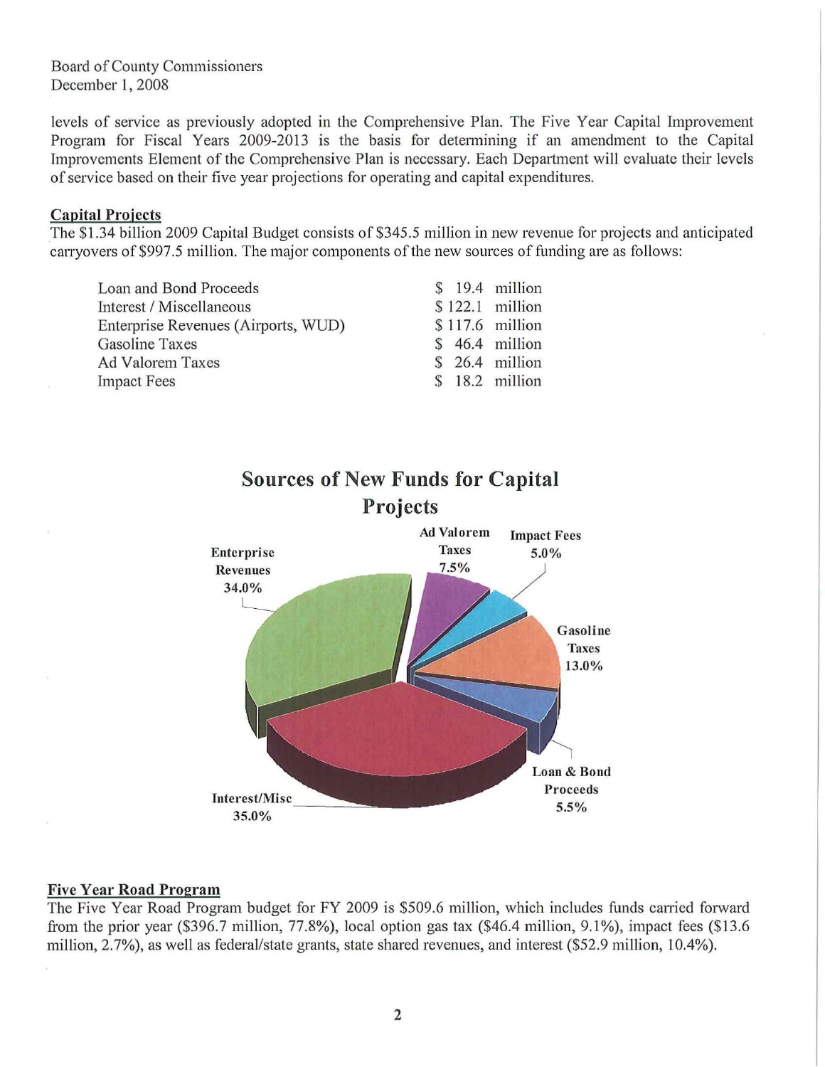Board of County Commissioners
December 1, 2008

levels of service as previously adopted in the Comprehensive Plan. The Five Year Capital Improvement Program for Fiscal Years 2009-2013 is the basis for determining if an amendment to the Capital Improvements Element of the Comprehensive Plan is necessary. Each Department will evaluate their levels of service based on their five year projections for operating and capital expenditures.

## Capital Projects

The $1.34 billion 2009 Capital Budget consists of $345.5 million in new revenue for projects and anticipated carryovers of $997.5 million. The major components of the new sources of funding are as follows:

| | |
|---|---|
| Loan and Bond Proceeds | $ 19.4 million |
| Interest / Miscellaneous | $ 122.1 million |
| Enterprise Revenues (Airports, WUD) | $ 117.6 million |
| Gasoline Taxes | $ 46.4 million |
| Ad Valorem Taxes | $ 26.4 million |
| Impact Fees | $ 18.2 million |

**Sources of New Funds for Capital Projects**

| Source | Percent |
|---|---|
| Enterprise Revenues | 34.0% |
| Ad Valorem Taxes | 7.5% |
| Impact Fees | 5.0% |
| Gasoline Taxes | 13.0% |
| Loan & Bond Proceeds | 5.5% |
| Interest/Misc | 35.0% |

## Five Year Road Program

The Five Year Road Program budget for FY 2009 is $509.6 million, which includes funds carried forward from the prior year ($396.7 million, 77.8%), local option gas tax ($46.4 million, 9.1%), impact fees ($13.6 million, 2.7%), as well as federal/state grants, state shared revenues, and interest ($52.9 million, 10.4%).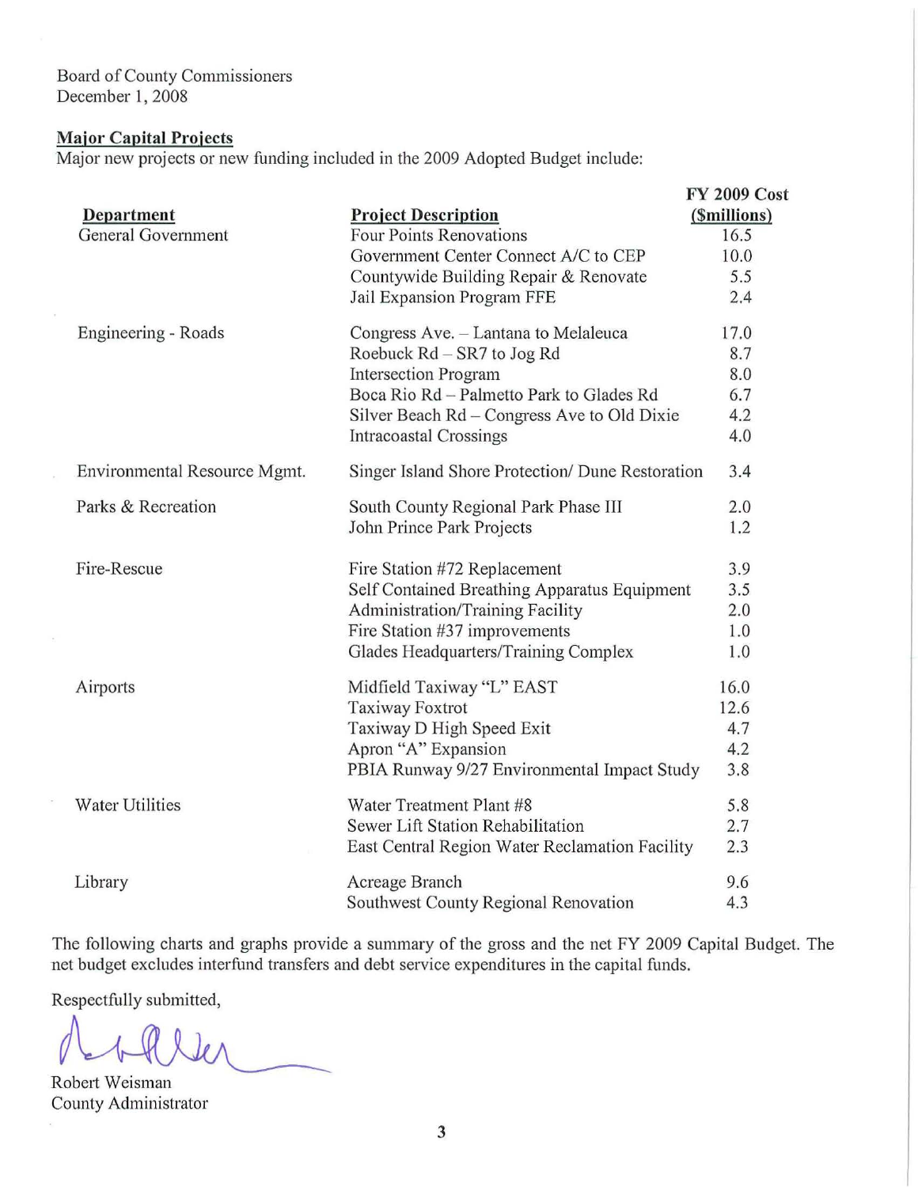Board of County Commissioners
December 1, 2008

**Major Capital Projects**

Major new projects or new funding included in the 2009 Adopted Budget include:

| Department | Project Description | FY 2009 Cost ($millions) |
|---|---|---|
| General Government | Four Points Renovations | 16.5 |
| | Government Center Connect A/C to CEP | 10.0 |
| | Countywide Building Repair & Renovate | 5.5 |
| | Jail Expansion Program FFE | 2.4 |
| Engineering - Roads | Congress Ave. – Lantana to Melaleuca | 17.0 |
| | Roebuck Rd – SR7 to Jog Rd | 8.7 |
| | Intersection Program | 8.0 |
| | Boca Rio Rd – Palmetto Park to Glades Rd | 6.7 |
| | Silver Beach Rd – Congress Ave to Old Dixie | 4.2 |
| | Intracoastal Crossings | 4.0 |
| Environmental Resource Mgmt. | Singer Island Shore Protection/ Dune Restoration | 3.4 |
| Parks & Recreation | South County Regional Park Phase III | 2.0 |
| | John Prince Park Projects | 1.2 |
| Fire-Rescue | Fire Station #72 Replacement | 3.9 |
| | Self Contained Breathing Apparatus Equipment | 3.5 |
| | Administration/Training Facility | 2.0 |
| | Fire Station #37 improvements | 1.0 |
| | Glades Headquarters/Training Complex | 1.0 |
| Airports | Midfield Taxiway "L" EAST | 16.0 |
| | Taxiway Foxtrot | 12.6 |
| | Taxiway D High Speed Exit | 4.7 |
| | Apron "A" Expansion | 4.2 |
| | PBIA Runway 9/27 Environmental Impact Study | 3.8 |
| Water Utilities | Water Treatment Plant #8 | 5.8 |
| | Sewer Lift Station Rehabilitation | 2.7 |
| | East Central Region Water Reclamation Facility | 2.3 |
| Library | Acreage Branch | 9.6 |
| | Southwest County Regional Renovation | 4.3 |

The following charts and graphs provide a summary of the gross and the net FY 2009 Capital Budget. The net budget excludes interfund transfers and debt service expenditures in the capital funds.

Respectfully submitted,

Robert Weisman
County Administrator